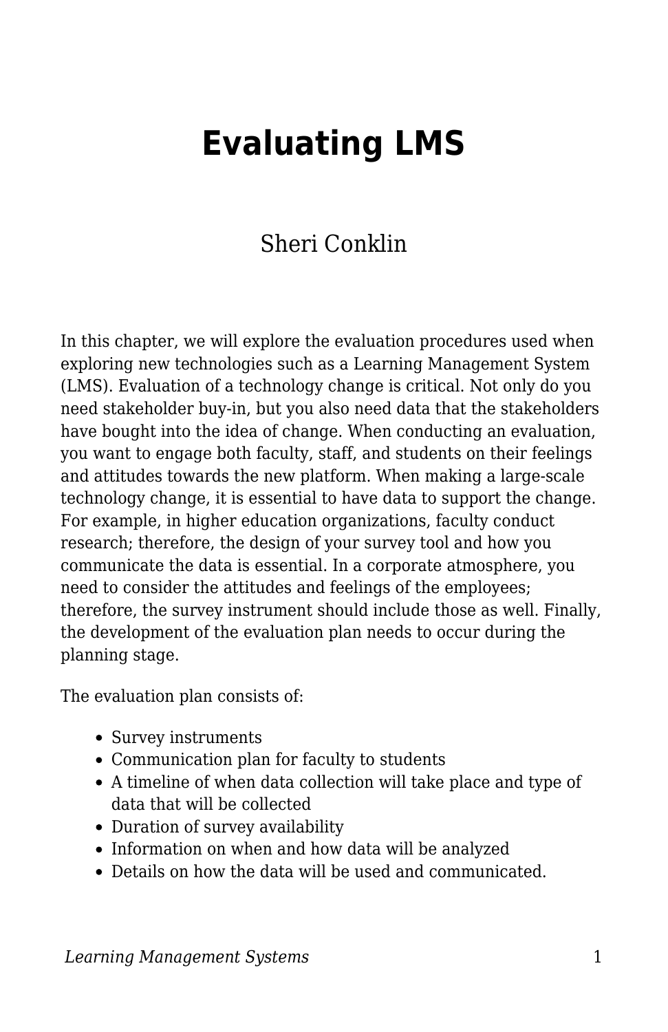# Evaluating LMS

Sheri Conklin

In this chapter, we will explore the evaluation procedures used when exploring new technologies such as a Learning Management System (LMS). Evaluation of a technology change is critical. Not only do you need stakeholder buy-in, but you also need data that the stakeholders have bought into the idea of change. When conducting an evaluation, you want to engage both faculty, staff, and students on their feelings and attitudes towards the new platform. When making a large-scale technology change, it is essential to have data to support the change. For example, in higher education organizations, faculty conduct research; therefore, the design of your survey tool and how you communicate the data is essential. In a corporate atmosphere, you need to consider the attitudes and feelings of the employees; therefore, the survey instrument should include those as well. Finally, the development of the evaluation plan needs to occur during the planning stage.

The evaluation plan consists of:

- Survey instruments
- Communication plan for faculty to students
- A timeline of when data collection will take place and type of data that will be collected
- Duration of survey availability
- Information on when and how data will be analyzed
- Details on how the data will be used and communicated.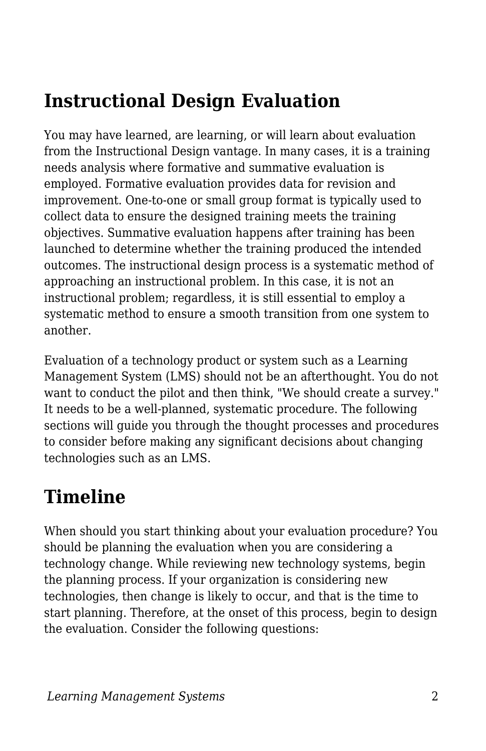## Instructional Design Evaluation

You may have learned, are learning, or will learn about evaluation from the Instructional Design vantage. In many cases, it is a training needs analysis where formative and summative evaluation is employed. Formative evaluation provides data for revision and improvement. One-to-one or small group format is typically used to collect data to ensure the designed training meets the training objectives. Summative evaluation happens after training has been launched to determine whether the training produced the intended outcomes. The instructional design process is a systematic method of approaching an instructional problem. In this case, it is not an instructional problem; regardless, it is still essential to employ a systematic method to ensure a smooth transition from one system to another.

Evaluation of a technology product or system such as a Learning Management System (LMS) should not be an afterthought. You do not want to conduct the pilot and then think, "We should create a survey." It needs to be a well-planned, systematic procedure. The following sections will guide you through the thought processes and procedures to consider before making any significant decisions about changing technologies such as an LMS.

## Timeline

When should you start thinking about your evaluation procedure? You should be planning the evaluation when you are considering a technology change. While reviewing new technology systems, begin the planning process. If your organization is considering new technologies, then change is likely to occur, and that is the time to start planning. Therefore, at the onset of this process, begin to design the evaluation. Consider the following questions: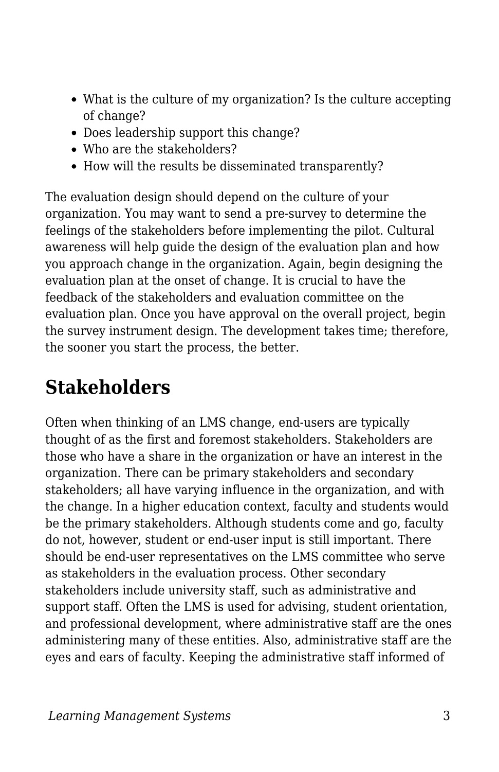- What is the culture of my organization? Is the culture accepting of change?
- Does leadership support this change?
- Who are the stakeholders?
- How will the results be disseminated transparently?

The evaluation design should depend on the culture of your organization. You may want to send a pre-survey to determine the feelings of the stakeholders before implementing the pilot. Cultural awareness will help guide the design of the evaluation plan and how you approach change in the organization. Again, begin designing the evaluation plan at the onset of change. It is crucial to have the feedback of the stakeholders and evaluation committee on the evaluation plan. Once you have approval on the overall project, begin the survey instrument design. The development takes time; therefore, the sooner you start the process, the better.

## Stakeholders

Often when thinking of an LMS change, end-users are typically thought of as the first and foremost stakeholders. Stakeholders are those who have a share in the organization or have an interest in the organization. There can be primary stakeholders and secondary stakeholders; all have varying influence in the organization, and with the change. In a higher education context, faculty and students would be the primary stakeholders. Although students come and go, faculty do not, however, student or end-user input is still important. There should be end-user representatives on the LMS committee who serve as stakeholders in the evaluation process. Other secondary stakeholders include university staff, such as administrative and support staff. Often the LMS is used for advising, student orientation, and professional development, where administrative staff are the ones administering many of these entities. Also, administrative staff are the eyes and ears of faculty. Keeping the administrative staff informed of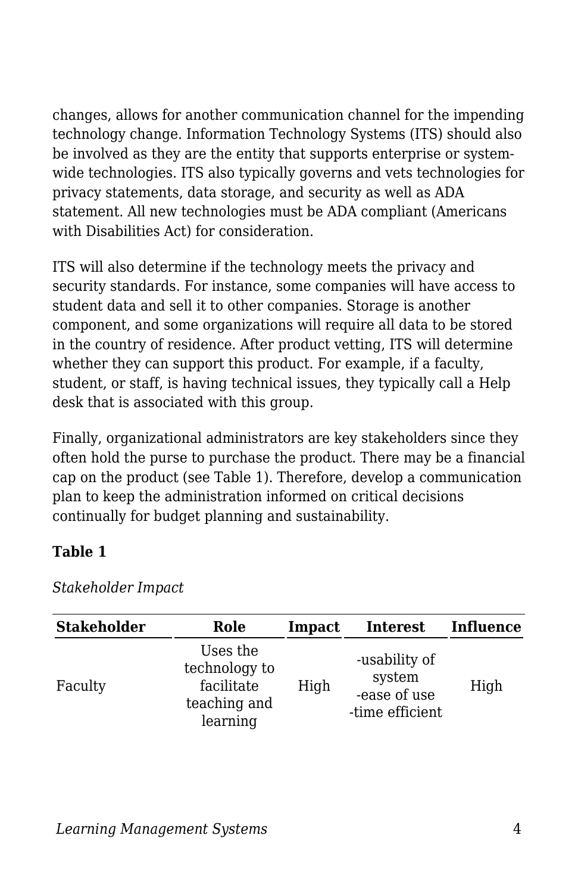changes, allows for another communication channel for the impending technology change. Information Technology Systems (ITS) should also be involved as they are the entity that supports enterprise or system-wide technologies. ITS also typically governs and vets technologies for privacy statements, data storage, and security as well as ADA statement. All new technologies must be ADA compliant (Americans with Disabilities Act) for consideration.

ITS will also determine if the technology meets the privacy and security standards. For instance, some companies will have access to student data and sell it to other companies. Storage is another component, and some organizations will require all data to be stored in the country of residence. After product vetting, ITS will determine whether they can support this product. For example, if a faculty, student, or staff, is having technical issues, they typically call a Help desk that is associated with this group.

Finally, organizational administrators are key stakeholders since they often hold the purse to purchase the product. There may be a financial cap on the product (see Table 1). Therefore, develop a communication plan to keep the administration informed on critical decisions continually for budget planning and sustainability.

**Table 1**

*Stakeholder Impact*

| Stakeholder | Role | Impact | Interest | Influence |
|---|---|---|---|---|
| Faculty | Uses the technology to facilitate teaching and learning | High | -usability of system<br>-ease of use<br>-time efficient | High |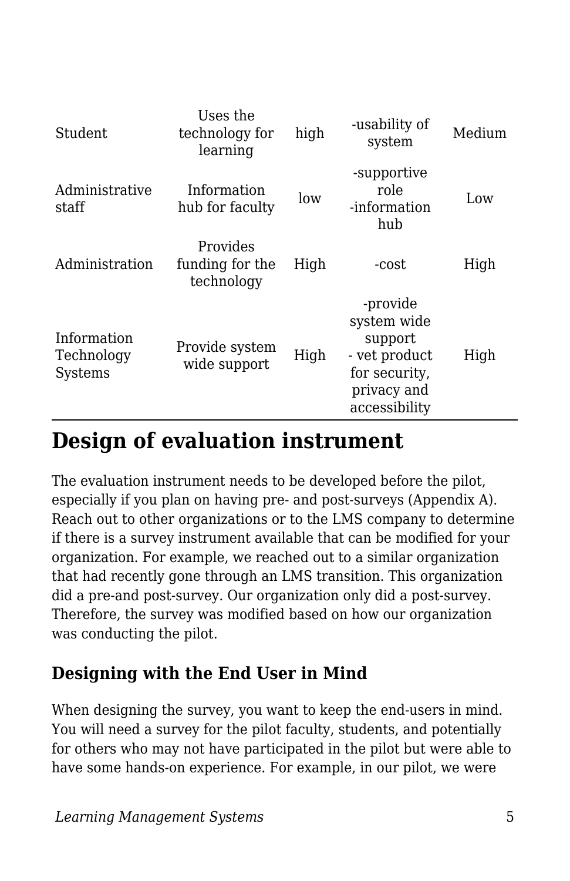| | | | | |
|---|---|---|---|---|
| Student | Uses the technology for learning | high | -usability of system | Medium |
| Administrative staff | Information hub for faculty | low | -supportive role -information hub | Low |
| Administration | Provides funding for the technology | High | -cost | High |
| Information Technology Systems | Provide system wide support | High | -provide system wide support - vet product for security, privacy and accessibility | High |

## Design of evaluation instrument

The evaluation instrument needs to be developed before the pilot, especially if you plan on having pre- and post-surveys (Appendix A). Reach out to other organizations or to the LMS company to determine if there is a survey instrument available that can be modified for your organization. For example, we reached out to a similar organization that had recently gone through an LMS transition. This organization did a pre-and post-survey. Our organization only did a post-survey. Therefore, the survey was modified based on how our organization was conducting the pilot.

### Designing with the End User in Mind

When designing the survey, you want to keep the end-users in mind. You will need a survey for the pilot faculty, students, and potentially for others who may not have participated in the pilot but were able to have some hands-on experience. For example, in our pilot, we were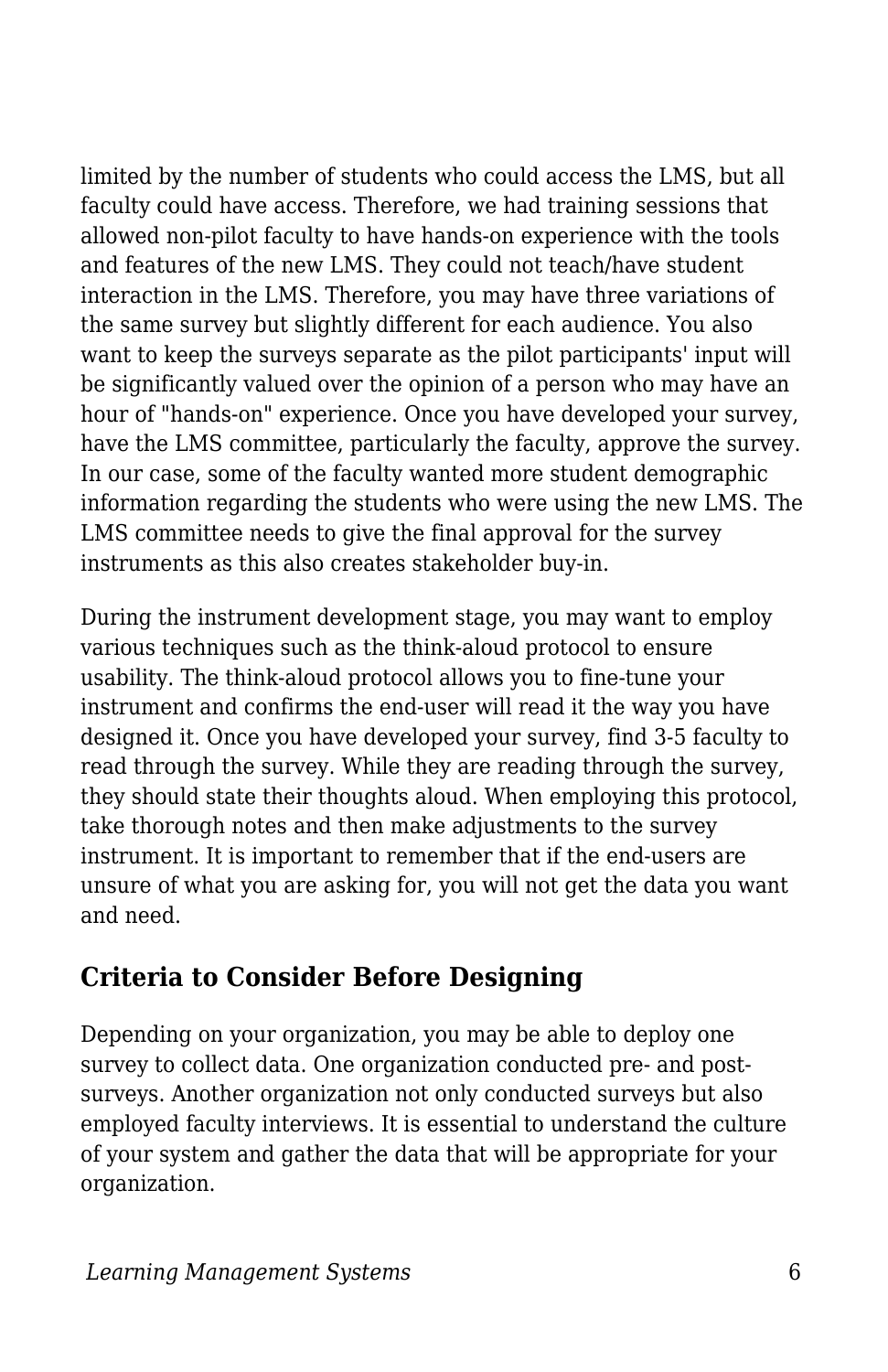limited by the number of students who could access the LMS, but all faculty could have access. Therefore, we had training sessions that allowed non-pilot faculty to have hands-on experience with the tools and features of the new LMS. They could not teach/have student interaction in the LMS. Therefore, you may have three variations of the same survey but slightly different for each audience. You also want to keep the surveys separate as the pilot participants' input will be significantly valued over the opinion of a person who may have an hour of "hands-on" experience. Once you have developed your survey, have the LMS committee, particularly the faculty, approve the survey. In our case, some of the faculty wanted more student demographic information regarding the students who were using the new LMS. The LMS committee needs to give the final approval for the survey instruments as this also creates stakeholder buy-in.

During the instrument development stage, you may want to employ various techniques such as the think-aloud protocol to ensure usability. The think-aloud protocol allows you to fine-tune your instrument and confirms the end-user will read it the way you have designed it. Once you have developed your survey, find 3-5 faculty to read through the survey. While they are reading through the survey, they should state their thoughts aloud. When employing this protocol, take thorough notes and then make adjustments to the survey instrument. It is important to remember that if the end-users are unsure of what you are asking for, you will not get the data you want and need.

## Criteria to Consider Before Designing

Depending on your organization, you may be able to deploy one survey to collect data. One organization conducted pre- and post-surveys. Another organization not only conducted surveys but also employed faculty interviews. It is essential to understand the culture of your system and gather the data that will be appropriate for your organization.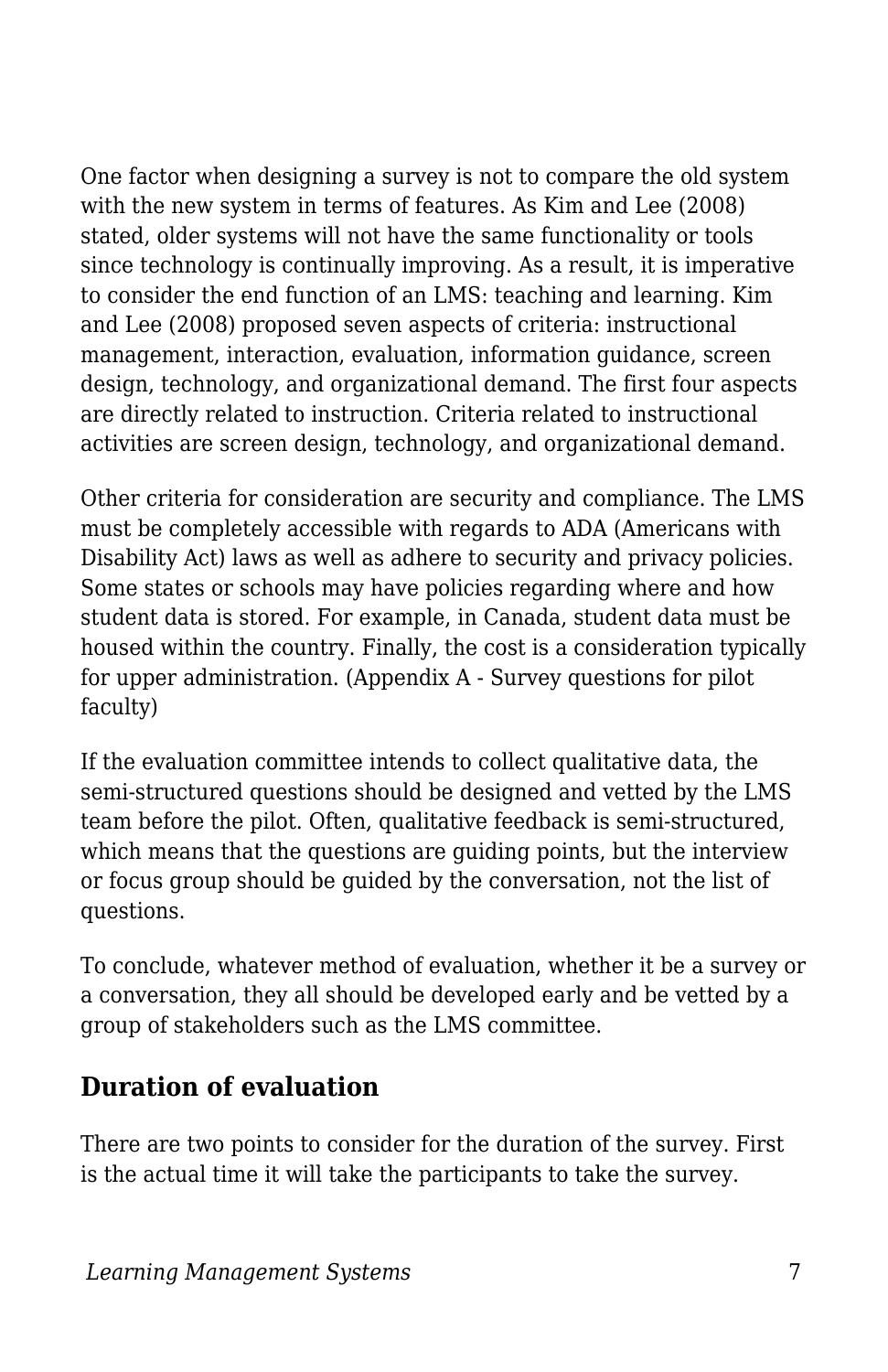One factor when designing a survey is not to compare the old system with the new system in terms of features. As Kim and Lee (2008) stated, older systems will not have the same functionality or tools since technology is continually improving. As a result, it is imperative to consider the end function of an LMS: teaching and learning. Kim and Lee (2008) proposed seven aspects of criteria: instructional management, interaction, evaluation, information guidance, screen design, technology, and organizational demand. The first four aspects are directly related to instruction. Criteria related to instructional activities are screen design, technology, and organizational demand.

Other criteria for consideration are security and compliance. The LMS must be completely accessible with regards to ADA (Americans with Disability Act) laws as well as adhere to security and privacy policies. Some states or schools may have policies regarding where and how student data is stored. For example, in Canada, student data must be housed within the country. Finally, the cost is a consideration typically for upper administration. (Appendix A - Survey questions for pilot faculty)

If the evaluation committee intends to collect qualitative data, the semi-structured questions should be designed and vetted by the LMS team before the pilot. Often, qualitative feedback is semi-structured, which means that the questions are guiding points, but the interview or focus group should be guided by the conversation, not the list of questions.

To conclude, whatever method of evaluation, whether it be a survey or a conversation, they all should be developed early and be vetted by a group of stakeholders such as the LMS committee.

## Duration of evaluation

There are two points to consider for the duration of the survey. First is the actual time it will take the participants to take the survey.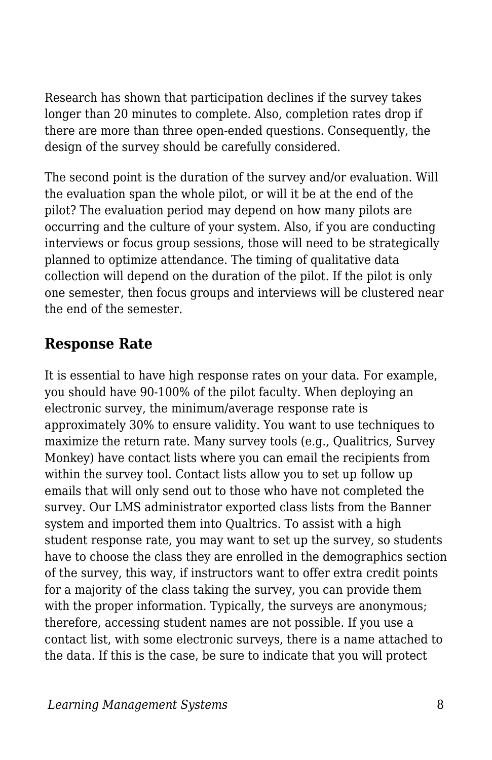Research has shown that participation declines if the survey takes longer than 20 minutes to complete. Also, completion rates drop if there are more than three open-ended questions. Consequently, the design of the survey should be carefully considered.

The second point is the duration of the survey and/or evaluation. Will the evaluation span the whole pilot, or will it be at the end of the pilot? The evaluation period may depend on how many pilots are occurring and the culture of your system. Also, if you are conducting interviews or focus group sessions, those will need to be strategically planned to optimize attendance. The timing of qualitative data collection will depend on the duration of the pilot. If the pilot is only one semester, then focus groups and interviews will be clustered near the end of the semester.

### Response Rate

It is essential to have high response rates on your data. For example, you should have 90-100% of the pilot faculty. When deploying an electronic survey, the minimum/average response rate is approximately 30% to ensure validity. You want to use techniques to maximize the return rate. Many survey tools (e.g., Qualitrics, Survey Monkey) have contact lists where you can email the recipients from within the survey tool. Contact lists allow you to set up follow up emails that will only send out to those who have not completed the survey. Our LMS administrator exported class lists from the Banner system and imported them into Qualtrics. To assist with a high student response rate, you may want to set up the survey, so students have to choose the class they are enrolled in the demographics section of the survey, this way, if instructors want to offer extra credit points for a majority of the class taking the survey, you can provide them with the proper information. Typically, the surveys are anonymous; therefore, accessing student names are not possible. If you use a contact list, with some electronic surveys, there is a name attached to the data. If this is the case, be sure to indicate that you will protect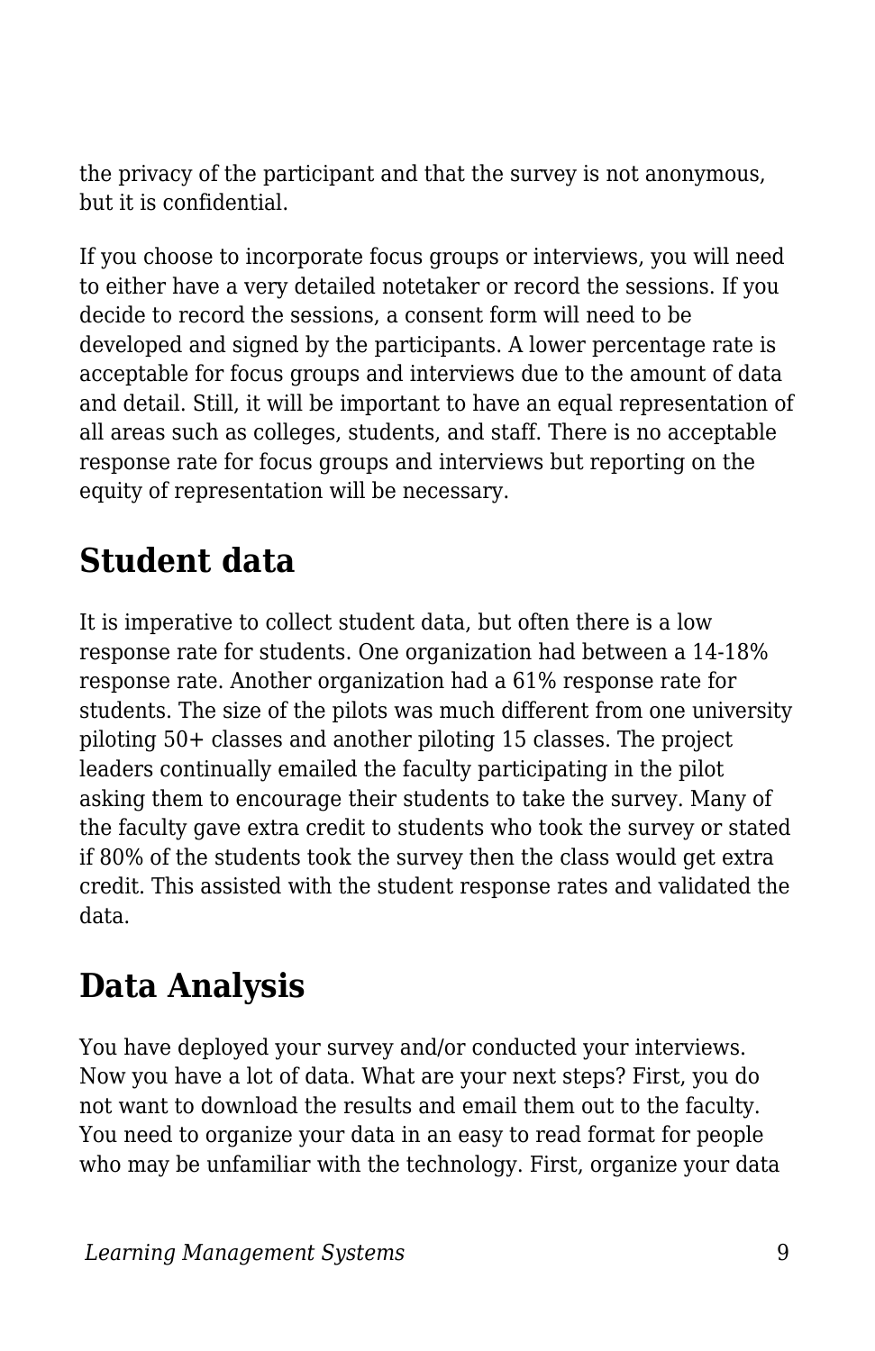the privacy of the participant and that the survey is not anonymous, but it is confidential.

If you choose to incorporate focus groups or interviews, you will need to either have a very detailed notetaker or record the sessions. If you decide to record the sessions, a consent form will need to be developed and signed by the participants. A lower percentage rate is acceptable for focus groups and interviews due to the amount of data and detail. Still, it will be important to have an equal representation of all areas such as colleges, students, and staff. There is no acceptable response rate for focus groups and interviews but reporting on the equity of representation will be necessary.

## Student data

It is imperative to collect student data, but often there is a low response rate for students. One organization had between a 14-18% response rate. Another organization had a 61% response rate for students. The size of the pilots was much different from one university piloting 50+ classes and another piloting 15 classes. The project leaders continually emailed the faculty participating in the pilot asking them to encourage their students to take the survey. Many of the faculty gave extra credit to students who took the survey or stated if 80% of the students took the survey then the class would get extra credit. This assisted with the student response rates and validated the data.

## Data Analysis

You have deployed your survey and/or conducted your interviews. Now you have a lot of data. What are your next steps? First, you do not want to download the results and email them out to the faculty. You need to organize your data in an easy to read format for people who may be unfamiliar with the technology. First, organize your data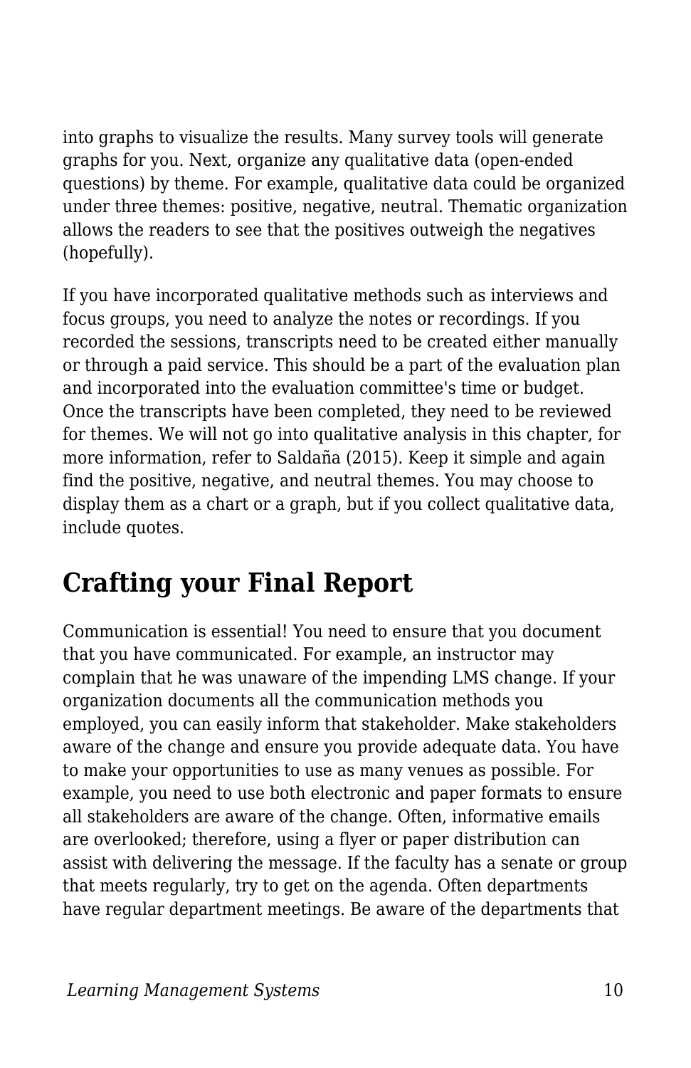into graphs to visualize the results. Many survey tools will generate graphs for you. Next, organize any qualitative data (open-ended questions) by theme. For example, qualitative data could be organized under three themes: positive, negative, neutral. Thematic organization allows the readers to see that the positives outweigh the negatives (hopefully).

If you have incorporated qualitative methods such as interviews and focus groups, you need to analyze the notes or recordings. If you recorded the sessions, transcripts need to be created either manually or through a paid service. This should be a part of the evaluation plan and incorporated into the evaluation committee's time or budget. Once the transcripts have been completed, they need to be reviewed for themes. We will not go into qualitative analysis in this chapter, for more information, refer to Saldaña (2015). Keep it simple and again find the positive, negative, and neutral themes. You may choose to display them as a chart or a graph, but if you collect qualitative data, include quotes.

## Crafting your Final Report

Communication is essential! You need to ensure that you document that you have communicated. For example, an instructor may complain that he was unaware of the impending LMS change. If your organization documents all the communication methods you employed, you can easily inform that stakeholder. Make stakeholders aware of the change and ensure you provide adequate data. You have to make your opportunities to use as many venues as possible. For example, you need to use both electronic and paper formats to ensure all stakeholders are aware of the change. Often, informative emails are overlooked; therefore, using a flyer or paper distribution can assist with delivering the message. If the faculty has a senate or group that meets regularly, try to get on the agenda. Often departments have regular department meetings. Be aware of the departments that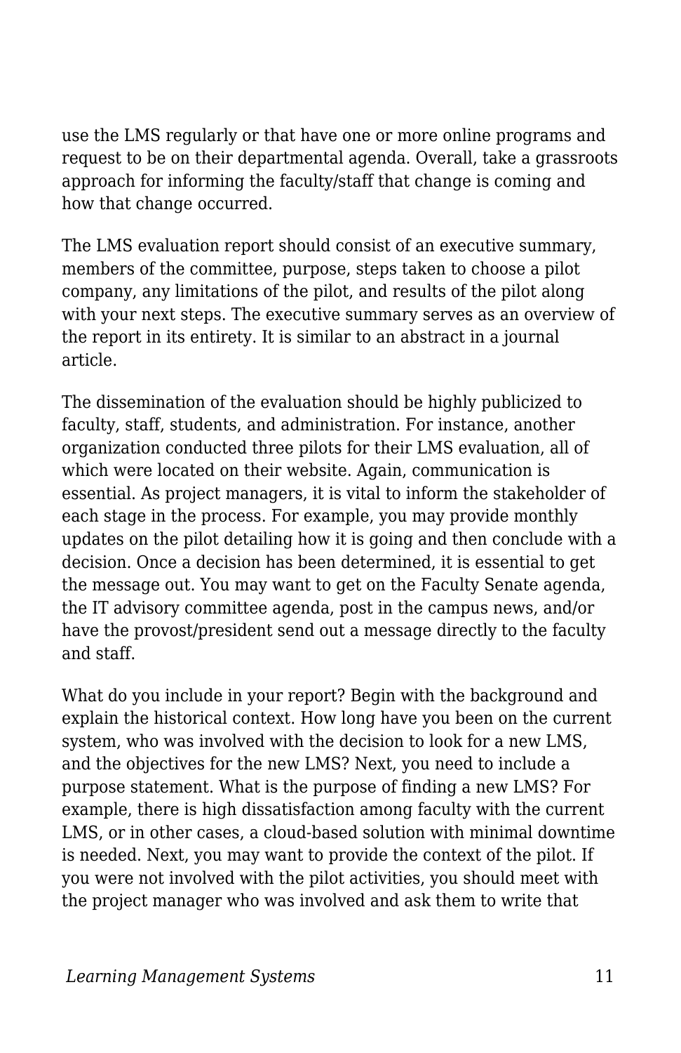use the LMS regularly or that have one or more online programs and request to be on their departmental agenda. Overall, take a grassroots approach for informing the faculty/staff that change is coming and how that change occurred.

The LMS evaluation report should consist of an executive summary, members of the committee, purpose, steps taken to choose a pilot company, any limitations of the pilot, and results of the pilot along with your next steps. The executive summary serves as an overview of the report in its entirety. It is similar to an abstract in a journal article.

The dissemination of the evaluation should be highly publicized to faculty, staff, students, and administration. For instance, another organization conducted three pilots for their LMS evaluation, all of which were located on their website. Again, communication is essential. As project managers, it is vital to inform the stakeholder of each stage in the process. For example, you may provide monthly updates on the pilot detailing how it is going and then conclude with a decision. Once a decision has been determined, it is essential to get the message out. You may want to get on the Faculty Senate agenda, the IT advisory committee agenda, post in the campus news, and/or have the provost/president send out a message directly to the faculty and staff.

What do you include in your report? Begin with the background and explain the historical context. How long have you been on the current system, who was involved with the decision to look for a new LMS, and the objectives for the new LMS? Next, you need to include a purpose statement. What is the purpose of finding a new LMS? For example, there is high dissatisfaction among faculty with the current LMS, or in other cases, a cloud-based solution with minimal downtime is needed. Next, you may want to provide the context of the pilot. If you were not involved with the pilot activities, you should meet with the project manager who was involved and ask them to write that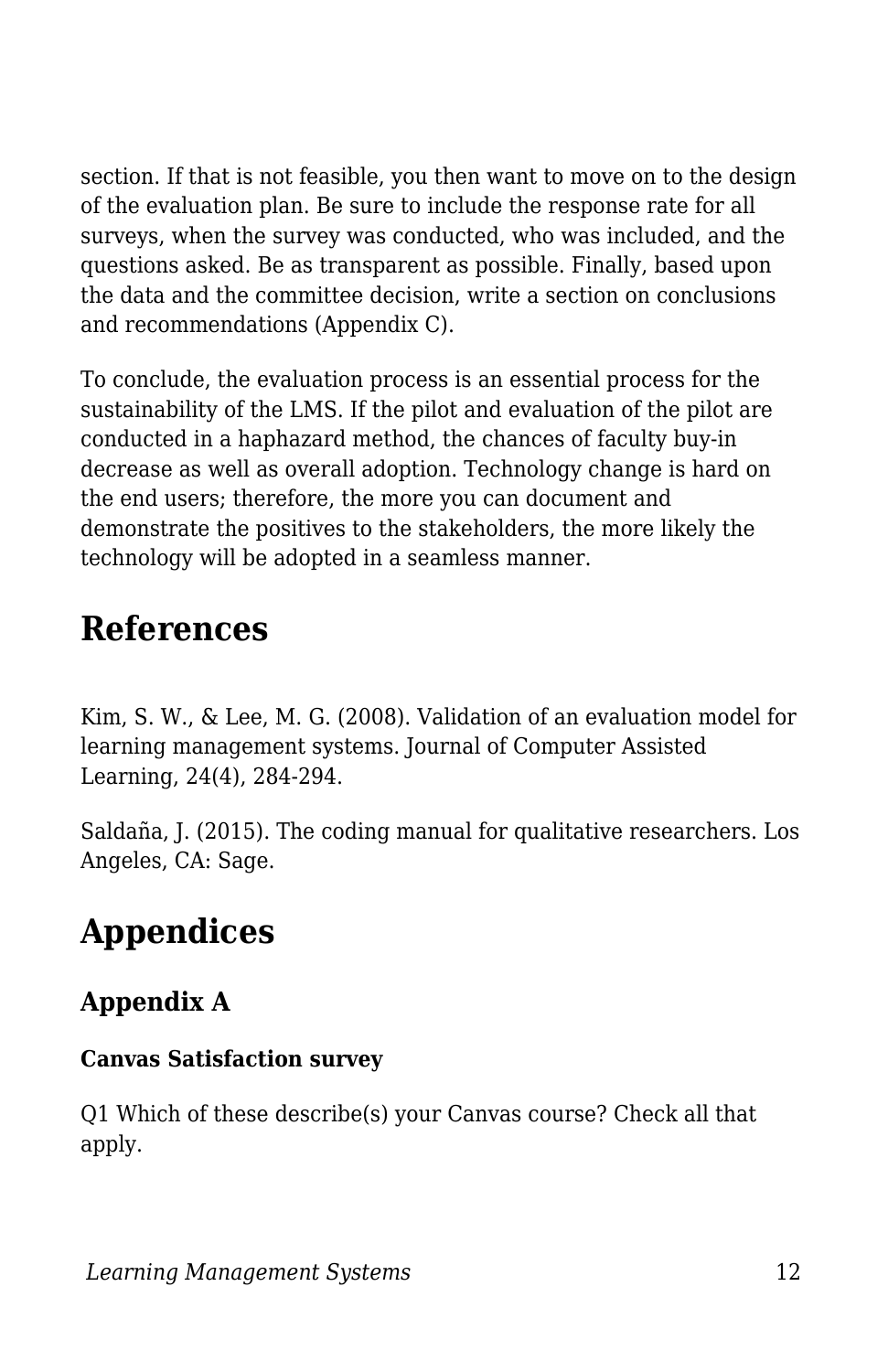section. If that is not feasible, you then want to move on to the design of the evaluation plan. Be sure to include the response rate for all surveys, when the survey was conducted, who was included, and the questions asked. Be as transparent as possible. Finally, based upon the data and the committee decision, write a section on conclusions and recommendations (Appendix C).

To conclude, the evaluation process is an essential process for the sustainability of the LMS. If the pilot and evaluation of the pilot are conducted in a haphazard method, the chances of faculty buy-in decrease as well as overall adoption. Technology change is hard on the end users; therefore, the more you can document and demonstrate the positives to the stakeholders, the more likely the technology will be adopted in a seamless manner.

## References

Kim, S. W., & Lee, M. G. (2008). Validation of an evaluation model for learning management systems. Journal of Computer Assisted Learning, 24(4), 284-294.

Saldaña, J. (2015). The coding manual for qualitative researchers. Los Angeles, CA: Sage.

## Appendices

### Appendix A

**Canvas Satisfaction survey**

Q1 Which of these describe(s) your Canvas course? Check all that apply.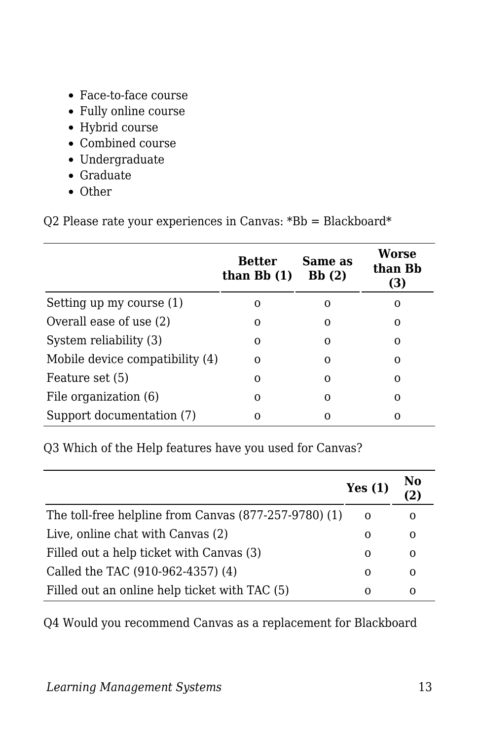- Face-to-face course
- Fully online course
- Hybrid course
- Combined course
- Undergraduate
- Graduate
- Other

Q2 Please rate your experiences in Canvas: *Bb = Blackboard*

| | Better than Bb (1) | Same as Bb (2) | Worse than Bb (3) |
|---|---|---|---|
| Setting up my course (1) | o | o | o |
| Overall ease of use (2) | o | o | o |
| System reliability (3) | o | o | o |
| Mobile device compatibility (4) | o | o | o |
| Feature set (5) | o | o | o |
| File organization (6) | o | o | o |
| Support documentation (7) | o | o | o |

Q3 Which of the Help features have you used for Canvas?

| | Yes (1) | No (2) |
|---|---|---|
| The toll-free helpline from Canvas (877-257-9780) (1) | o | o |
| Live, online chat with Canvas (2) | o | o |
| Filled out a help ticket with Canvas (3) | o | o |
| Called the TAC (910-962-4357) (4) | o | o |
| Filled out an online help ticket with TAC (5) | o | o |

Q4 Would you recommend Canvas as a replacement for Blackboard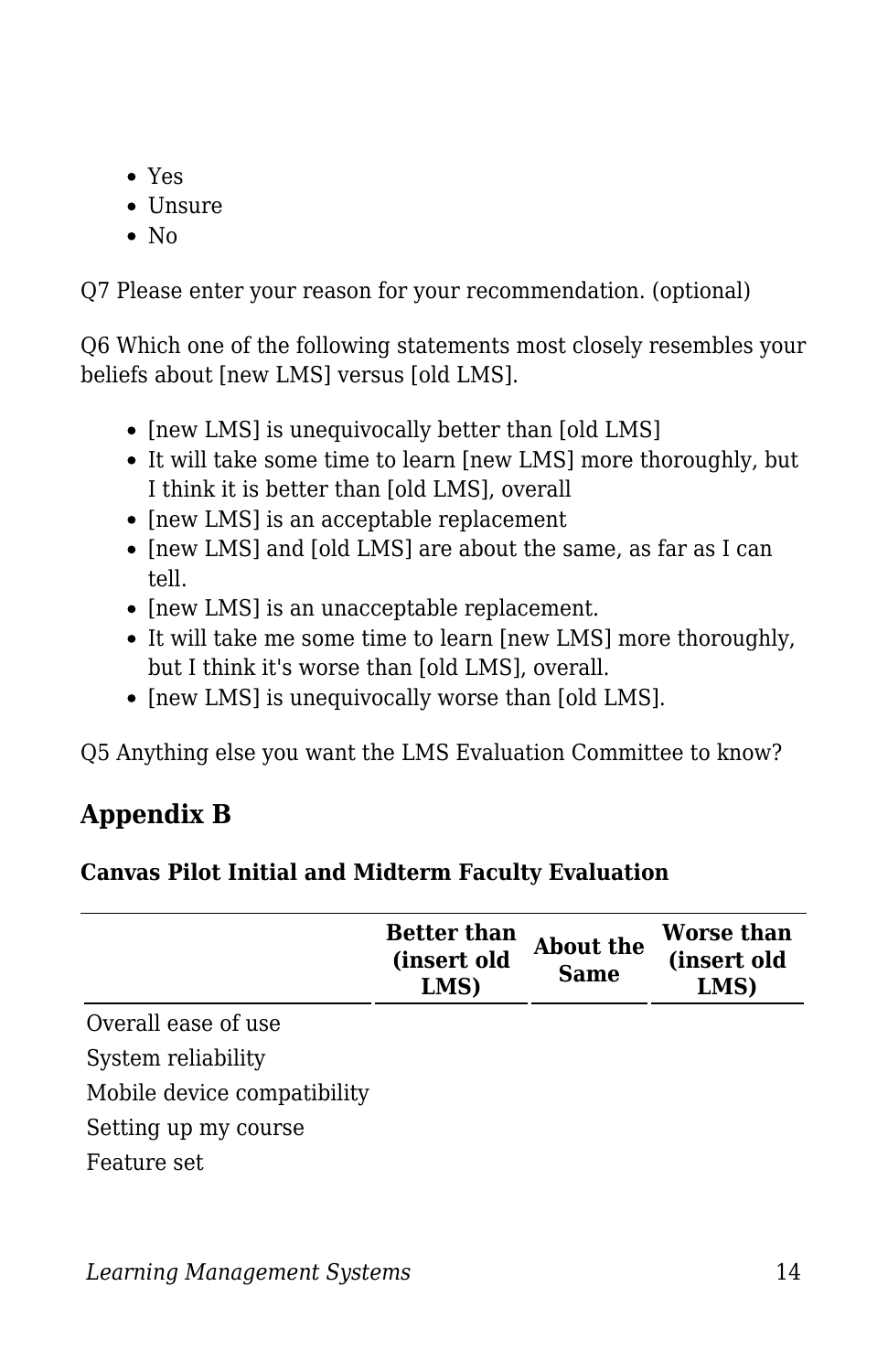- Yes
- Unsure
- No

Q7 Please enter your reason for your recommendation. (optional)

Q6 Which one of the following statements most closely resembles your beliefs about [new LMS] versus [old LMS].

- [new LMS] is unequivocally better than [old LMS]
- It will take some time to learn [new LMS] more thoroughly, but I think it is better than [old LMS], overall
- [new LMS] is an acceptable replacement
- [new LMS] and [old LMS] are about the same, as far as I can tell.
- [new LMS] is an unacceptable replacement.
- It will take me some time to learn [new LMS] more thoroughly, but I think it's worse than [old LMS], overall.
- [new LMS] is unequivocally worse than [old LMS].

Q5 Anything else you want the LMS Evaluation Committee to know?

## Appendix B

**Canvas Pilot Initial and Midterm Faculty Evaluation**

| | Better than (insert old LMS) | About the Same | Worse than (insert old LMS) |
|---|---|---|---|
| Overall ease of use | | | |
| System reliability | | | |
| Mobile device compatibility | | | |
| Setting up my course | | | |
| Feature set | | | |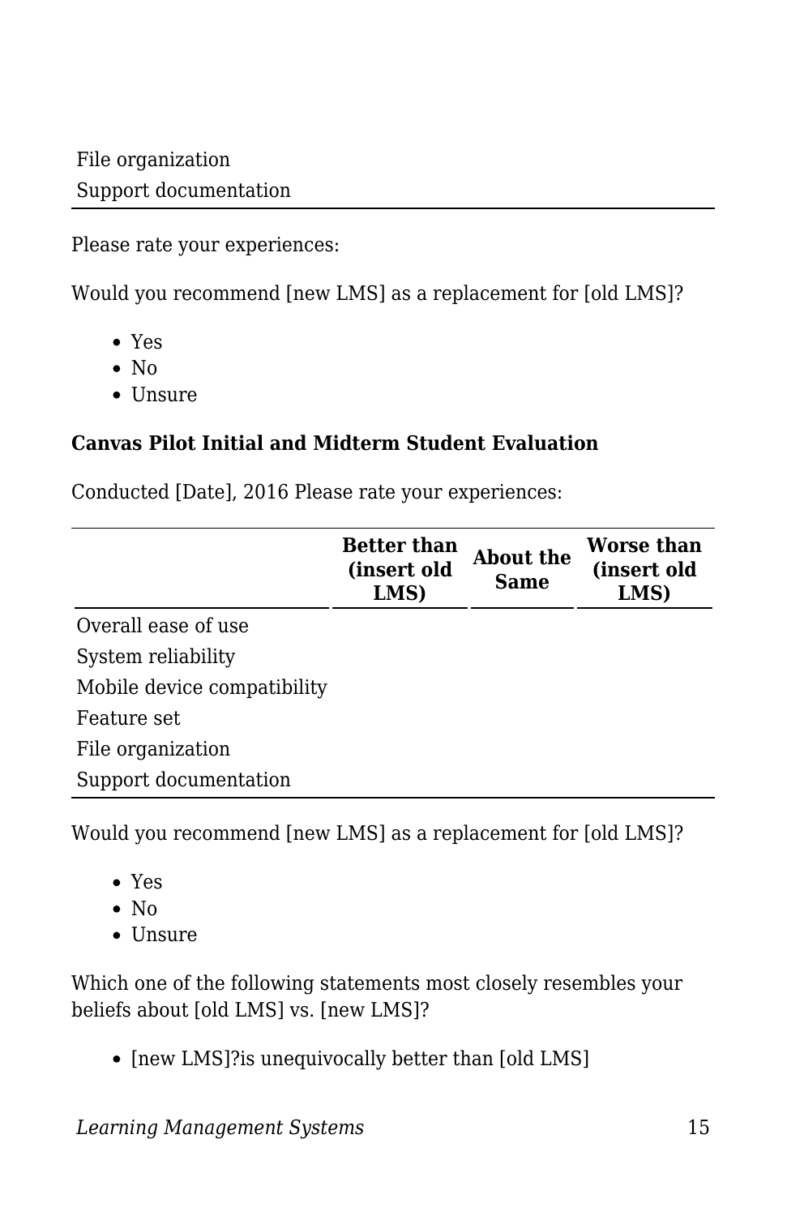| | | | |
|---|---|---|---|
| File organization | | | |
| Support documentation | | | |

Please rate your experiences:

Would you recommend [new LMS] as a replacement for [old LMS]?

- Yes
- No
- Unsure

**Canvas Pilot Initial and Midterm Student Evaluation**

Conducted [Date], 2016 Please rate your experiences:

| | Better than (insert old LMS) | About the Same | Worse than (insert old LMS) |
|---|---|---|---|
| Overall ease of use | | | |
| System reliability | | | |
| Mobile device compatibility | | | |
| Feature set | | | |
| File organization | | | |
| Support documentation | | | |

Would you recommend [new LMS] as a replacement for [old LMS]?

- Yes
- No
- Unsure

Which one of the following statements most closely resembles your beliefs about [old LMS] vs. [new LMS]?

- [new LMS]?is unequivocally better than [old LMS]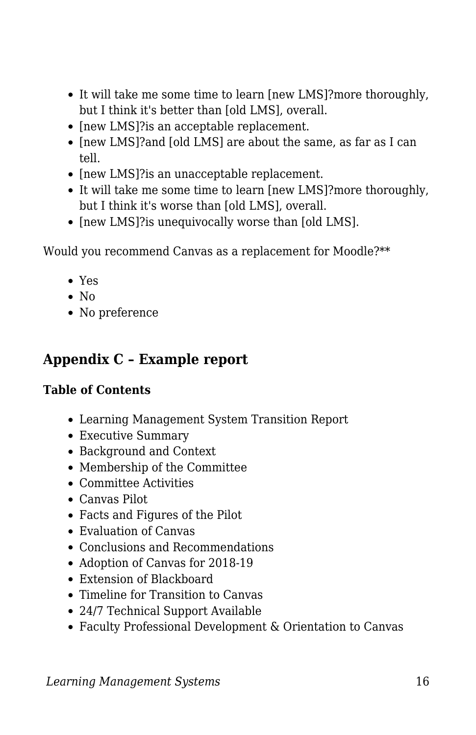- It will take me some time to learn [new LMS]?more thoroughly, but I think it's better than [old LMS], overall.
- [new LMS]?is an acceptable replacement.
- [new LMS]?and [old LMS] are about the same, as far as I can tell.
- [new LMS]?is an unacceptable replacement.
- It will take me some time to learn [new LMS]?more thoroughly, but I think it's worse than [old LMS], overall.
- [new LMS]?is unequivocally worse than [old LMS].

Would you recommend Canvas as a replacement for Moodle?**

- Yes
- No
- No preference

## Appendix C – Example report

**Table of Contents**

- Learning Management System Transition Report
- Executive Summary
- Background and Context
- Membership of the Committee
- Committee Activities
- Canvas Pilot
- Facts and Figures of the Pilot
- Evaluation of Canvas
- Conclusions and Recommendations
- Adoption of Canvas for 2018-19
- Extension of Blackboard
- Timeline for Transition to Canvas
- 24/7 Technical Support Available
- Faculty Professional Development & Orientation to Canvas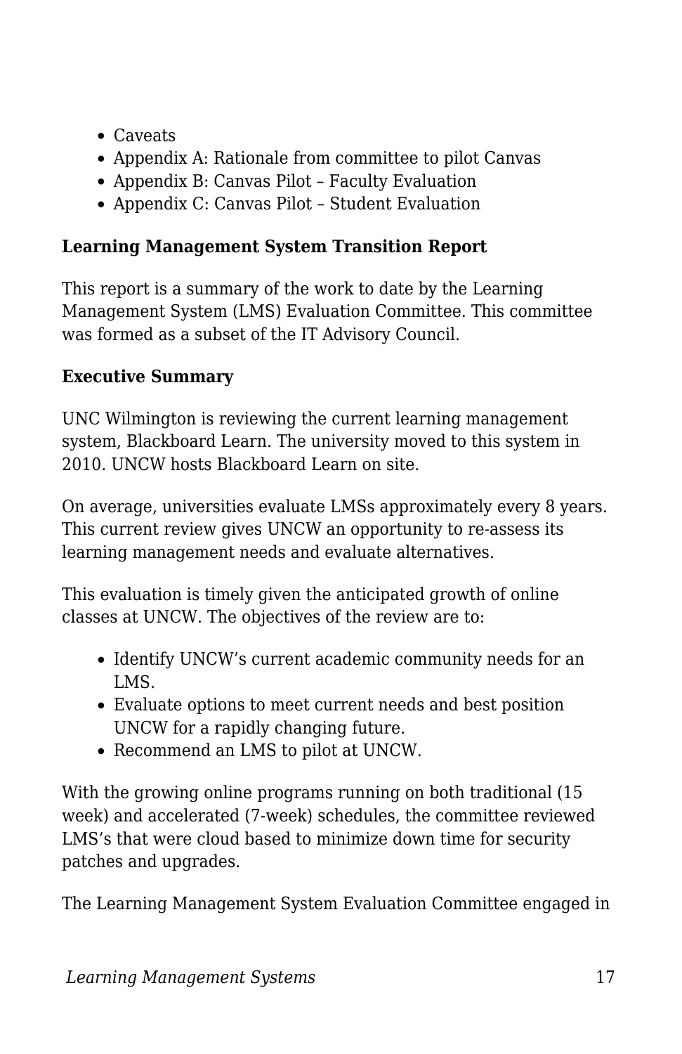- Caveats
- Appendix A: Rationale from committee to pilot Canvas
- Appendix B: Canvas Pilot – Faculty Evaluation
- Appendix C: Canvas Pilot – Student Evaluation

**Learning Management System Transition Report**

This report is a summary of the work to date by the Learning Management System (LMS) Evaluation Committee. This committee was formed as a subset of the IT Advisory Council.

**Executive Summary**

UNC Wilmington is reviewing the current learning management system, Blackboard Learn. The university moved to this system in 2010. UNCW hosts Blackboard Learn on site.

On average, universities evaluate LMSs approximately every 8 years. This current review gives UNCW an opportunity to re-assess its learning management needs and evaluate alternatives.

This evaluation is timely given the anticipated growth of online classes at UNCW. The objectives of the review are to:

- Identify UNCW's current academic community needs for an LMS.
- Evaluate options to meet current needs and best position UNCW for a rapidly changing future.
- Recommend an LMS to pilot at UNCW.

With the growing online programs running on both traditional (15 week) and accelerated (7-week) schedules, the committee reviewed LMS's that were cloud based to minimize down time for security patches and upgrades.

The Learning Management System Evaluation Committee engaged in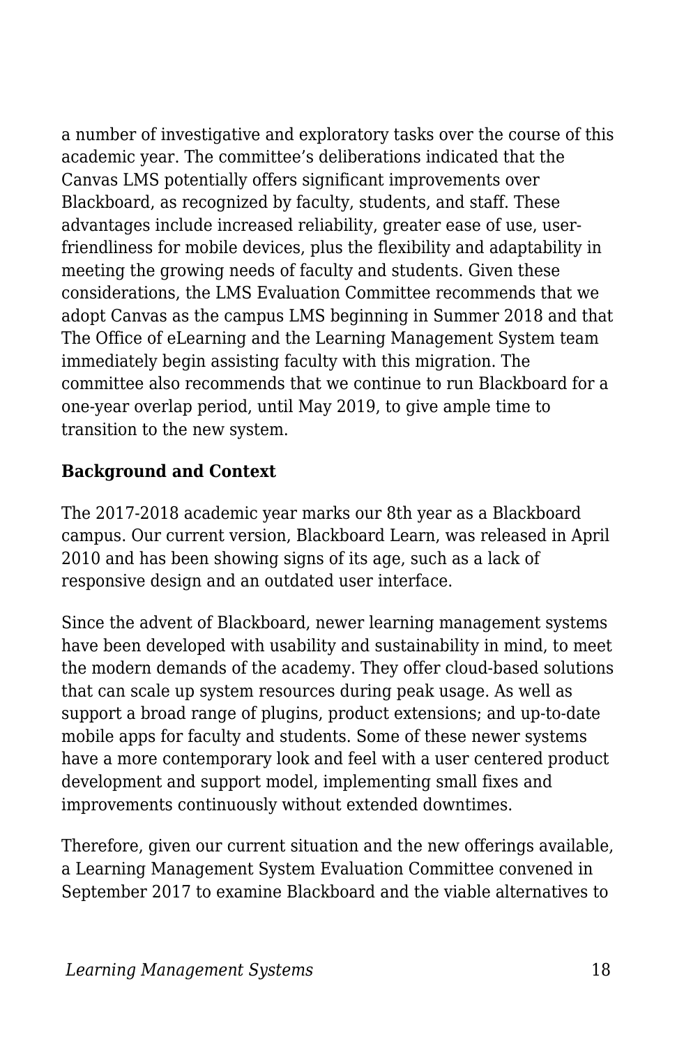a number of investigative and exploratory tasks over the course of this academic year. The committee's deliberations indicated that the Canvas LMS potentially offers significant improvements over Blackboard, as recognized by faculty, students, and staff. These advantages include increased reliability, greater ease of use, user-friendliness for mobile devices, plus the flexibility and adaptability in meeting the growing needs of faculty and students. Given these considerations, the LMS Evaluation Committee recommends that we adopt Canvas as the campus LMS beginning in Summer 2018 and that The Office of eLearning and the Learning Management System team immediately begin assisting faculty with this migration. The committee also recommends that we continue to run Blackboard for a one-year overlap period, until May 2019, to give ample time to transition to the new system.

**Background and Context**

The 2017-2018 academic year marks our 8th year as a Blackboard campus. Our current version, Blackboard Learn, was released in April 2010 and has been showing signs of its age, such as a lack of responsive design and an outdated user interface.

Since the advent of Blackboard, newer learning management systems have been developed with usability and sustainability in mind, to meet the modern demands of the academy. They offer cloud-based solutions that can scale up system resources during peak usage. As well as support a broad range of plugins, product extensions; and up-to-date mobile apps for faculty and students. Some of these newer systems have a more contemporary look and feel with a user centered product development and support model, implementing small fixes and improvements continuously without extended downtimes.

Therefore, given our current situation and the new offerings available, a Learning Management System Evaluation Committee convened in September 2017 to examine Blackboard and the viable alternatives to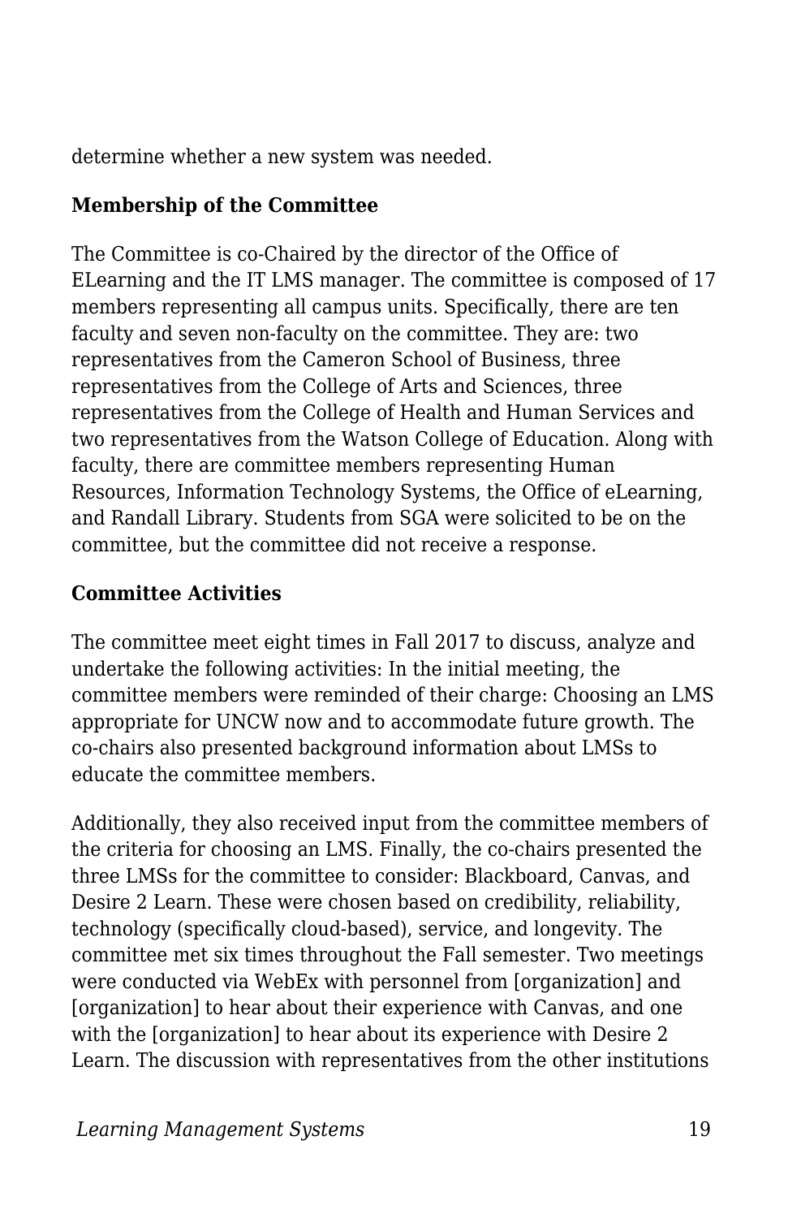determine whether a new system was needed.

**Membership of the Committee**

The Committee is co-Chaired by the director of the Office of ELearning and the IT LMS manager. The committee is composed of 17 members representing all campus units. Specifically, there are ten faculty and seven non-faculty on the committee. They are: two representatives from the Cameron School of Business, three representatives from the College of Arts and Sciences, three representatives from the College of Health and Human Services and two representatives from the Watson College of Education. Along with faculty, there are committee members representing Human Resources, Information Technology Systems, the Office of eLearning, and Randall Library. Students from SGA were solicited to be on the committee, but the committee did not receive a response.

**Committee Activities**

The committee meet eight times in Fall 2017 to discuss, analyze and undertake the following activities: In the initial meeting, the committee members were reminded of their charge: Choosing an LMS appropriate for UNCW now and to accommodate future growth. The co-chairs also presented background information about LMSs to educate the committee members.

Additionally, they also received input from the committee members of the criteria for choosing an LMS. Finally, the co-chairs presented the three LMSs for the committee to consider: Blackboard, Canvas, and Desire 2 Learn. These were chosen based on credibility, reliability, technology (specifically cloud-based), service, and longevity. The committee met six times throughout the Fall semester. Two meetings were conducted via WebEx with personnel from [organization] and [organization] to hear about their experience with Canvas, and one with the [organization] to hear about its experience with Desire 2 Learn. The discussion with representatives from the other institutions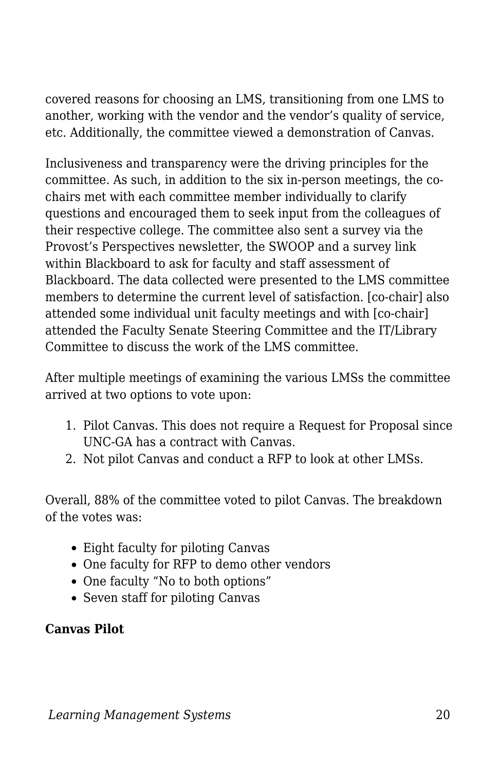covered reasons for choosing an LMS, transitioning from one LMS to another, working with the vendor and the vendor's quality of service, etc. Additionally, the committee viewed a demonstration of Canvas.

Inclusiveness and transparency were the driving principles for the committee. As such, in addition to the six in-person meetings, the co-chairs met with each committee member individually to clarify questions and encouraged them to seek input from the colleagues of their respective college. The committee also sent a survey via the Provost's Perspectives newsletter, the SWOOP and a survey link within Blackboard to ask for faculty and staff assessment of Blackboard. The data collected were presented to the LMS committee members to determine the current level of satisfaction. [co-chair] also attended some individual unit faculty meetings and with [co-chair] attended the Faculty Senate Steering Committee and the IT/Library Committee to discuss the work of the LMS committee.

After multiple meetings of examining the various LMSs the committee arrived at two options to vote upon:

1. Pilot Canvas. This does not require a Request for Proposal since UNC-GA has a contract with Canvas.
2. Not pilot Canvas and conduct a RFP to look at other LMSs.

Overall, 88% of the committee voted to pilot Canvas. The breakdown of the votes was:

- Eight faculty for piloting Canvas
- One faculty for RFP to demo other vendors
- One faculty "No to both options"
- Seven staff for piloting Canvas

**Canvas Pilot**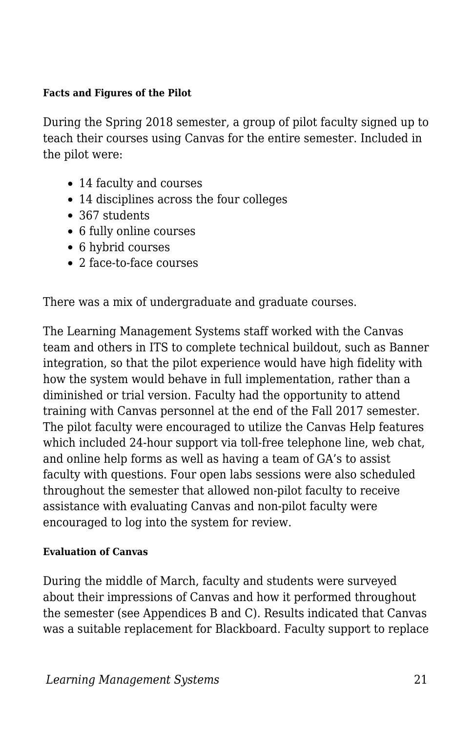#### Facts and Figures of the Pilot

During the Spring 2018 semester, a group of pilot faculty signed up to teach their courses using Canvas for the entire semester. Included in the pilot were:

- 14 faculty and courses
- 14 disciplines across the four colleges
- 367 students
- 6 fully online courses
- 6 hybrid courses
- 2 face-to-face courses

There was a mix of undergraduate and graduate courses.

The Learning Management Systems staff worked with the Canvas team and others in ITS to complete technical buildout, such as Banner integration, so that the pilot experience would have high fidelity with how the system would behave in full implementation, rather than a diminished or trial version. Faculty had the opportunity to attend training with Canvas personnel at the end of the Fall 2017 semester. The pilot faculty were encouraged to utilize the Canvas Help features which included 24-hour support via toll-free telephone line, web chat, and online help forms as well as having a team of GA's to assist faculty with questions. Four open labs sessions were also scheduled throughout the semester that allowed non-pilot faculty to receive assistance with evaluating Canvas and non-pilot faculty were encouraged to log into the system for review.

#### Evaluation of Canvas

During the middle of March, faculty and students were surveyed about their impressions of Canvas and how it performed throughout the semester (see Appendices B and C). Results indicated that Canvas was a suitable replacement for Blackboard. Faculty support to replace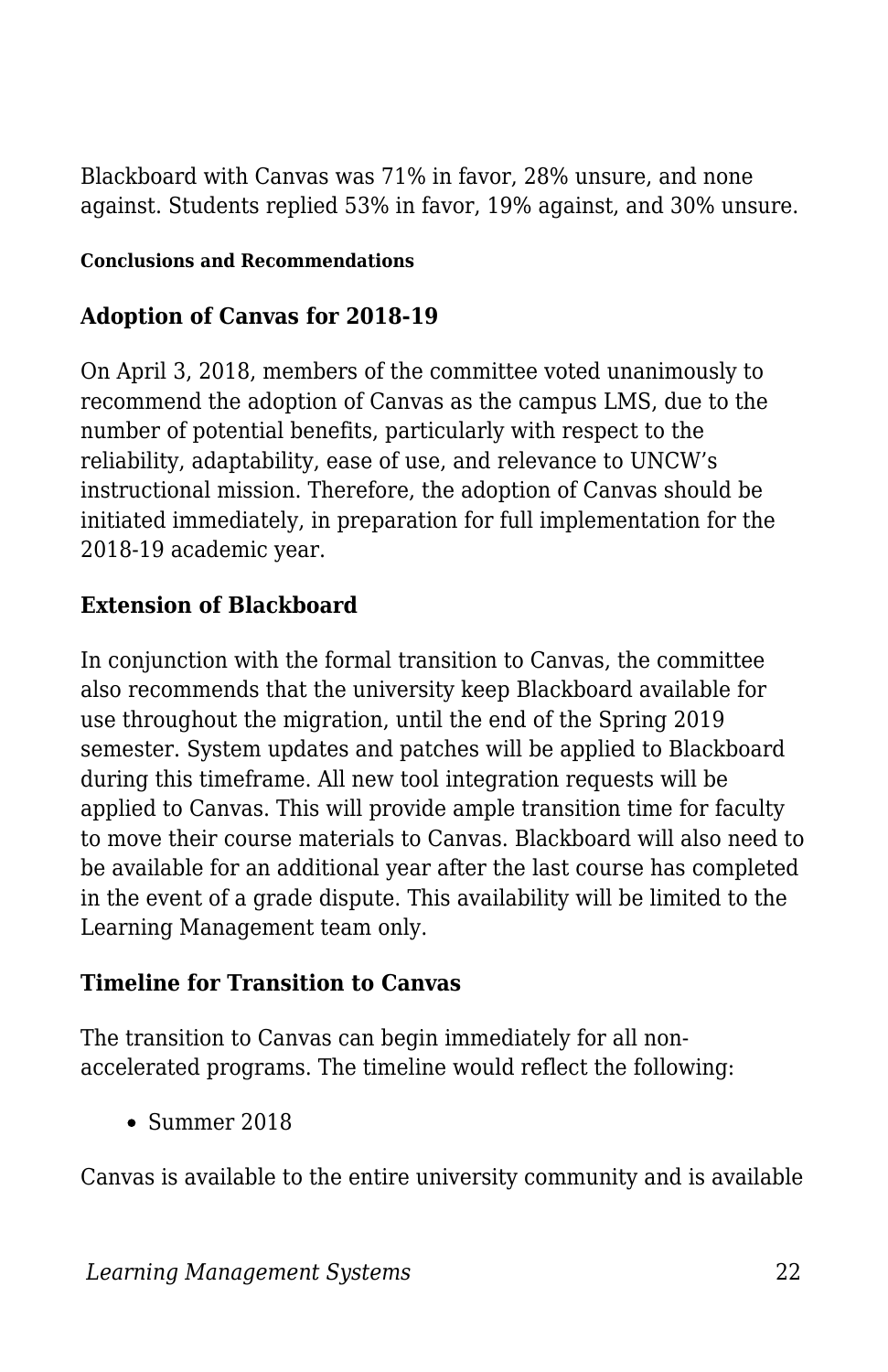Blackboard with Canvas was 71% in favor, 28% unsure, and none against. Students replied 53% in favor, 19% against, and 30% unsure.

#### Conclusions and Recommendations

### Adoption of Canvas for 2018-19

On April 3, 2018, members of the committee voted unanimously to recommend the adoption of Canvas as the campus LMS, due to the number of potential benefits, particularly with respect to the reliability, adaptability, ease of use, and relevance to UNCW's instructional mission. Therefore, the adoption of Canvas should be initiated immediately, in preparation for full implementation for the 2018-19 academic year.

### Extension of Blackboard

In conjunction with the formal transition to Canvas, the committee also recommends that the university keep Blackboard available for use throughout the migration, until the end of the Spring 2019 semester. System updates and patches will be applied to Blackboard during this timeframe. All new tool integration requests will be applied to Canvas. This will provide ample transition time for faculty to move their course materials to Canvas. Blackboard will also need to be available for an additional year after the last course has completed in the event of a grade dispute. This availability will be limited to the Learning Management team only.

### Timeline for Transition to Canvas

The transition to Canvas can begin immediately for all non-accelerated programs. The timeline would reflect the following:

- Summer 2018

Canvas is available to the entire university community and is available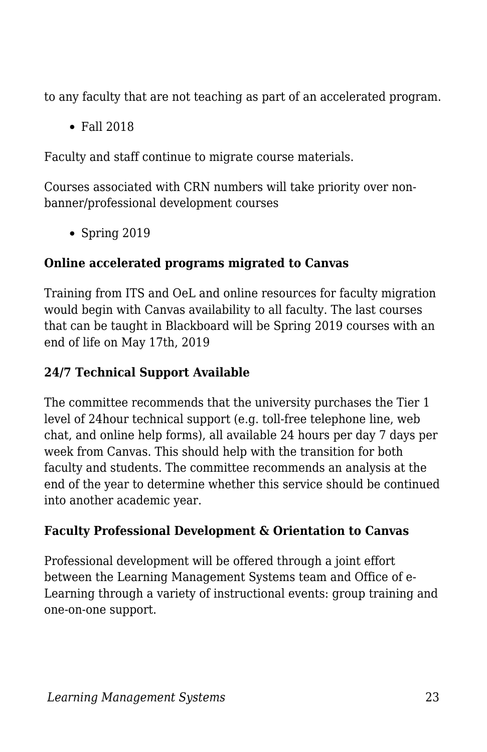to any faculty that are not teaching as part of an accelerated program.

- Fall 2018

Faculty and staff continue to migrate course materials.

Courses associated with CRN numbers will take priority over non-banner/professional development courses

- Spring 2019

**Online accelerated programs migrated to Canvas**

Training from ITS and OeL and online resources for faculty migration would begin with Canvas availability to all faculty. The last courses that can be taught in Blackboard will be Spring 2019 courses with an end of life on May 17th, 2019

**24/7 Technical Support Available**

The committee recommends that the university purchases the Tier 1 level of 24hour technical support (e.g. toll-free telephone line, web chat, and online help forms), all available 24 hours per day 7 days per week from Canvas. This should help with the transition for both faculty and students. The committee recommends an analysis at the end of the year to determine whether this service should be continued into another academic year.

**Faculty Professional Development & Orientation to Canvas**

Professional development will be offered through a joint effort between the Learning Management Systems team and Office of e-Learning through a variety of instructional events: group training and one-on-one support.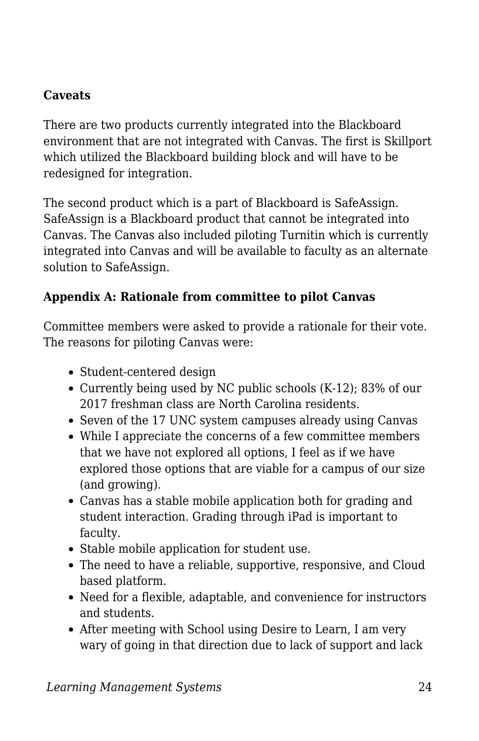**Caveats**

There are two products currently integrated into the Blackboard environment that are not integrated with Canvas. The first is Skillport which utilized the Blackboard building block and will have to be redesigned for integration.

The second product which is a part of Blackboard is SafeAssign. SafeAssign is a Blackboard product that cannot be integrated into Canvas. The Canvas also included piloting Turnitin which is currently integrated into Canvas and will be available to faculty as an alternate solution to SafeAssign.

**Appendix A: Rationale from committee to pilot Canvas**

Committee members were asked to provide a rationale for their vote. The reasons for piloting Canvas were:

- Student-centered design
- Currently being used by NC public schools (K-12); 83% of our 2017 freshman class are North Carolina residents.
- Seven of the 17 UNC system campuses already using Canvas
- While I appreciate the concerns of a few committee members that we have not explored all options, I feel as if we have explored those options that are viable for a campus of our size (and growing).
- Canvas has a stable mobile application both for grading and student interaction. Grading through iPad is important to faculty.
- Stable mobile application for student use.
- The need to have a reliable, supportive, responsive, and Cloud based platform.
- Need for a flexible, adaptable, and convenience for instructors and students.
- After meeting with School using Desire to Learn, I am very wary of going in that direction due to lack of support and lack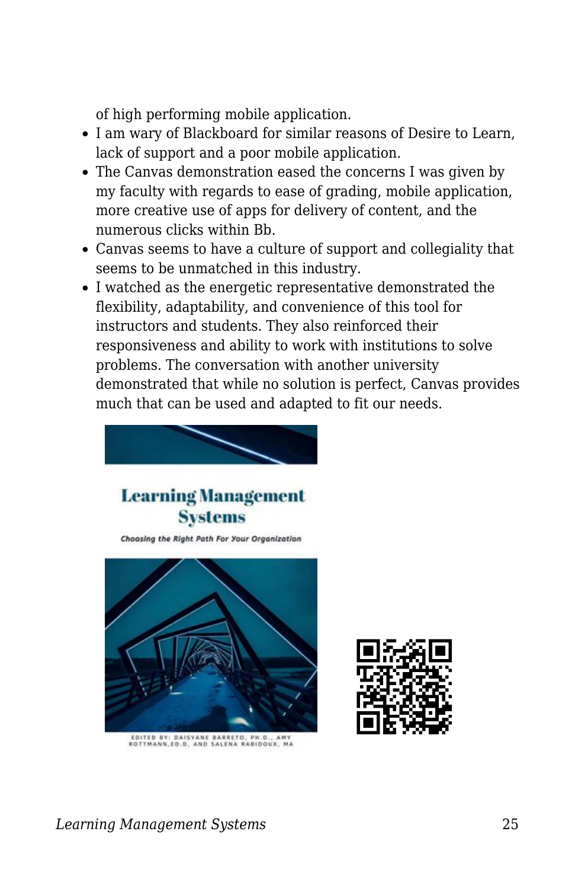of high performing mobile application.

- I am wary of Blackboard for similar reasons of Desire to Learn, lack of support and a poor mobile application.
- The Canvas demonstration eased the concerns I was given by my faculty with regards to ease of grading, mobile application, more creative use of apps for delivery of content, and the numerous clicks within Bb.
- Canvas seems to have a culture of support and collegiality that seems to be unmatched in this industry.
- I watched as the energetic representative demonstrated the flexibility, adaptability, and convenience of this tool for instructors and students. They also reinforced their responsiveness and ability to work with institutions to solve problems. The conversation with another university demonstrated that while no solution is perfect, Canvas provides much that can be used and adapted to fit our needs.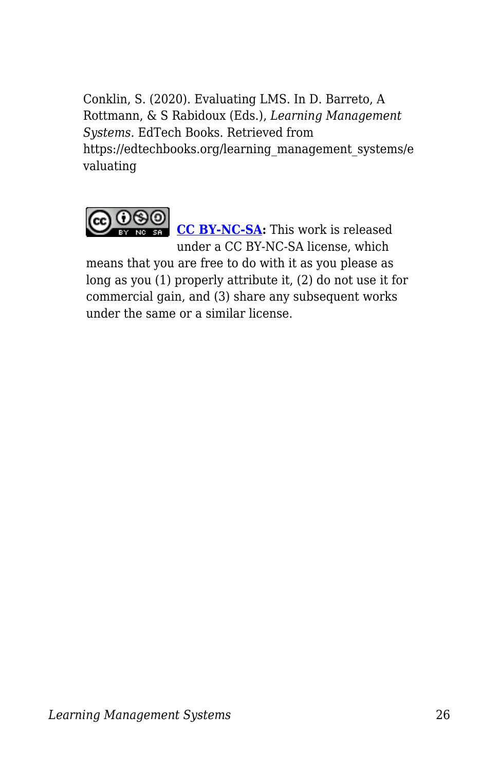Conklin, S. (2020). Evaluating LMS. In D. Barreto, A Rottmann, & S Rabidoux (Eds.), *Learning Management Systems*. EdTech Books. Retrieved from https://edtechbooks.org/learning_management_systems/evaluating

**CC BY-NC-SA:** This work is released under a CC BY-NC-SA license, which means that you are free to do with it as you please as long as you (1) properly attribute it, (2) do not use it for commercial gain, and (3) share any subsequent works under the same or a similar license.